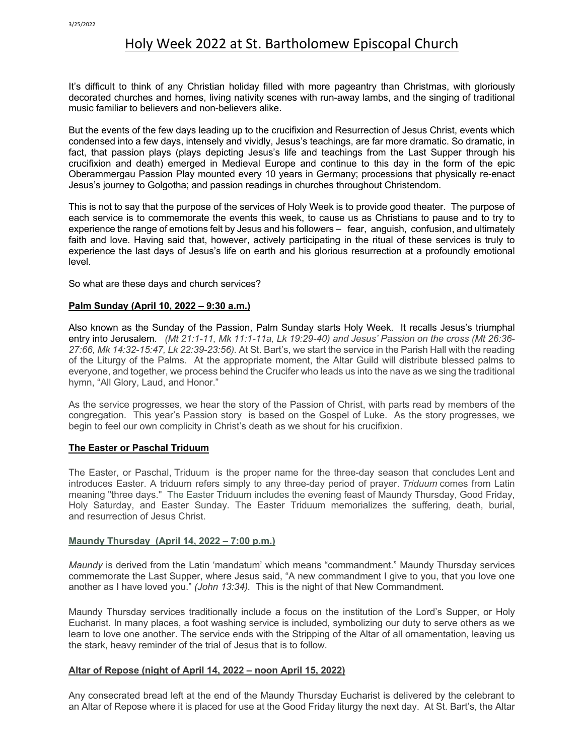# Holy Week 2022 at St. Bartholomew Episcopal Church

It's difficult to think of any Christian holiday filled with more pageantry than Christmas, with gloriously decorated churches and homes, living nativity scenes with run-away lambs, and the singing of traditional music familiar to believers and non-believers alike.

But the events of the few days leading up to the crucifixion and Resurrection of Jesus Christ, events which condensed into a few days, intensely and vividly, Jesus's teachings, are far more dramatic. So dramatic, in fact, that passion plays (plays depicting Jesus's life and teachings from the Last Supper through his crucifixion and death) emerged in Medieval Europe and continue to this day in the form of the epic Oberammergau Passion Play mounted every 10 years in Germany; processions that physically re-enact Jesus's journey to Golgotha; and passion readings in churches throughout Christendom.

This is not to say that the purpose of the services of Holy Week is to provide good theater. The purpose of each service is to commemorate the events this week, to cause us as Christians to pause and to try to experience the range of emotions felt by Jesus and his followers – fear, anguish, confusion, and ultimately faith and love. Having said that, however, actively participating in the ritual of these services is truly to experience the last days of Jesus's life on earth and his glorious resurrection at a profoundly emotional level.

So what are these days and church services?

**Palm Sunday (April 10, 2022 – 9:30 a.m.)**

Also known as the Sunday of the Passion, Palm Sunday starts Holy Week. It recalls Jesus's triumphal entry into Jerusalem. *(Mt 21:1-11, Mk 11:1-11a, Lk 19:29-40)* and Jesus' Passion on the cross *(Mt 26:36-27:66, Mk 14:32-15:47, Lk 22:39-23:56)*. At St. Bart's, we start the service in the Parish Hall with the reading of the Liturgy of the Palms. At the appropriate moment, the Altar Guild will distribute blessed palms to everyone, and together, we process behind the Crucifer who leads us into the nave as we sing the traditional hymn, "All Glory, Laud, and Honor."

As the service progresses, we hear the story of the Passion of Christ, with parts read by members of the congregation. This year's Passion story is based on the Gospel of Luke. As the story progresses, we begin to feel our own complicity in Christ's death as we shout for his crucifixion.

**The Easter or Paschal Triduum**

The Easter, or Paschal, Triduum is the proper name for the three-day season that concludes Lent and introduces Easter. A triduum refers simply to any three-day period of prayer. *Triduum* comes from Latin meaning "three days." The Easter Triduum includes the evening feast of Maundy Thursday, Good Friday, Holy Saturday, and Easter Sunday. The Easter Triduum memorializes the suffering, death, burial, and resurrection of Jesus Christ.

**Maundy Thursday (April 14, 2022 – 7:00 p.m.)**

*Maundy* is derived from the Latin 'mandatum' which means "commandment." Maundy Thursday services commemorate the Last Supper, where Jesus said, "A new commandment I give to you, that you love one another as I have loved you." *(John 13:34).* This is the night of that New Commandment.

Maundy Thursday services traditionally include a focus on the institution of the Lord's Supper, or Holy Eucharist. In many places, a foot washing service is included, symbolizing our duty to serve others as we learn to love one another. The service ends with the Stripping of the Altar of all ornamentation, leaving us the stark, heavy reminder of the trial of Jesus that is to follow.

**Altar of Repose (night of April 14, 2022 – noon April 15, 2022)**

Any consecrated bread left at the end of the Maundy Thursday Eucharist is delivered by the celebrant to an Altar of Repose where it is placed for use at the Good Friday liturgy the next day. At St. Bart's, the Altar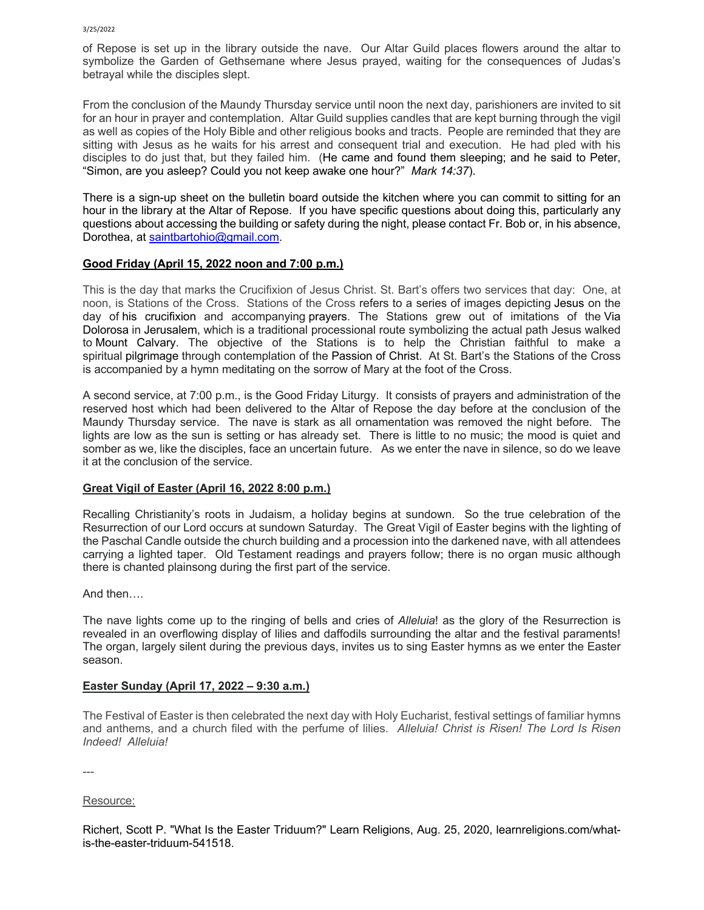of Repose is set up in the library outside the nave. Our Altar Guild places flowers around the altar to symbolize the Garden of Gethsemane where Jesus prayed, waiting for the consequences of Judas's betrayal while the disciples slept.

From the conclusion of the Maundy Thursday service until noon the next day, parishioners are invited to sit for an hour in prayer and contemplation. Altar Guild supplies candles that are kept burning through the vigil as well as copies of the Holy Bible and other religious books and tracts. People are reminded that they are sitting with Jesus as he waits for his arrest and consequent trial and execution. He had pled with his disciples to do just that, but they failed him. (He came and found them sleeping; and he said to Peter, "Simon, are you asleep? Could you not keep awake one hour?" *Mark 14:37*).

There is a sign-up sheet on the bulletin board outside the kitchen where you can commit to sitting for an hour in the library at the Altar of Repose. If you have specific questions about doing this, particularly any questions about accessing the building or safety during the night, please contact Fr. Bob or, in his absence, Dorothea, at saintbartohio@gmail.com.

**Good Friday (April 15, 2022 noon and 7:00 p.m.)**

This is the day that marks the Crucifixion of Jesus Christ. St. Bart's offers two services that day: One, at noon, is Stations of the Cross. Stations of the Cross refers to a series of images depicting Jesus on the day of his crucifixion and accompanying prayers. The Stations grew out of imitations of the Via Dolorosa in Jerusalem, which is a traditional processional route symbolizing the actual path Jesus walked to Mount Calvary. The objective of the Stations is to help the Christian faithful to make a spiritual pilgrimage through contemplation of the Passion of Christ. At St. Bart's the Stations of the Cross is accompanied by a hymn meditating on the sorrow of Mary at the foot of the Cross.

A second service, at 7:00 p.m., is the Good Friday Liturgy. It consists of prayers and administration of the reserved host which had been delivered to the Altar of Repose the day before at the conclusion of the Maundy Thursday service. The nave is stark as all ornamentation was removed the night before. The lights are low as the sun is setting or has already set. There is little to no music; the mood is quiet and somber as we, like the disciples, face an uncertain future. As we enter the nave in silence, so do we leave it at the conclusion of the service.

**Great Vigil of Easter (April 16, 2022 8:00 p.m.)**

Recalling Christianity's roots in Judaism, a holiday begins at sundown. So the true celebration of the Resurrection of our Lord occurs at sundown Saturday. The Great Vigil of Easter begins with the lighting of the Paschal Candle outside the church building and a procession into the darkened nave, with all attendees carrying a lighted taper. Old Testament readings and prayers follow; there is no organ music although there is chanted plainsong during the first part of the service.

And then….

The nave lights come up to the ringing of bells and cries of *Alleluia*! as the glory of the Resurrection is revealed in an overflowing display of lilies and daffodils surrounding the altar and the festival paraments! The organ, largely silent during the previous days, invites us to sing Easter hymns as we enter the Easter season.

**Easter Sunday (April 17, 2022 – 9:30 a.m.)**

The Festival of Easter is then celebrated the next day with Holy Eucharist, festival settings of familiar hymns and anthems, and a church filed with the perfume of lilies. *Alleluia! Christ is Risen! The Lord Is Risen Indeed! Alleluia!*

---

Resource:

Richert, Scott P. "What Is the Easter Triduum?" Learn Religions, Aug. 25, 2020, learnreligions.com/what-is-the-easter-triduum-541518.